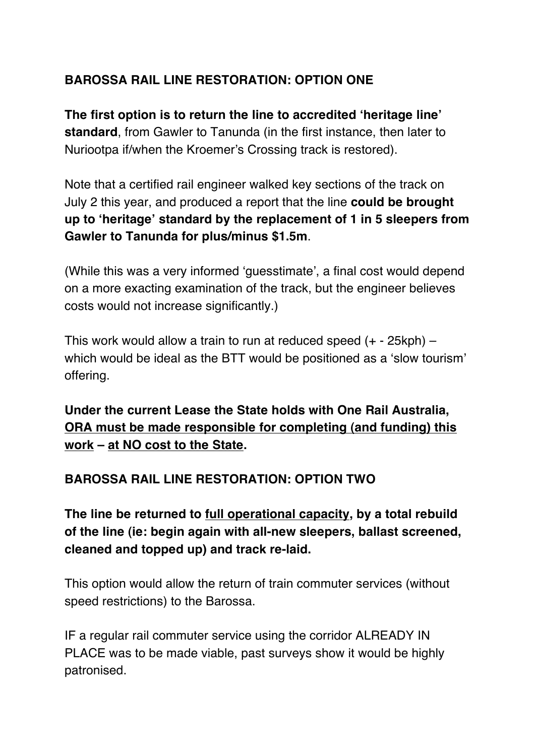## BAROSSA RAIL LINE RESTORATION: OPTION ONE

**The first option is to return the line to accredited 'heritage line' standard**, from Gawler to Tanunda (in the first instance, then later to Nuriootpa if/when the Kroemer's Crossing track is restored).

Note that a certified rail engineer walked key sections of the track on July 2 this year, and produced a report that the line **could be brought up to 'heritage' standard by the replacement of 1 in 5 sleepers from Gawler to Tanunda for plus/minus $1.5m**.

(While this was a very informed 'guesstimate', a final cost would depend on a more exacting examination of the track, but the engineer believes costs would not increase significantly.)

This work would allow a train to run at reduced speed (+ - 25kph) – which would be ideal as the BTT would be positioned as a 'slow tourism' offering.

**Under the current Lease the State holds with One Rail Australia, <u>ORA must be made responsible for completing (and funding) this work</u> – <u>at NO cost to the State</u>.**

## BAROSSA RAIL LINE RESTORATION: OPTION TWO

**The line be returned to <u>full operational capacity</u>, by a total rebuild of the line (ie: begin again with all-new sleepers, ballast screened, cleaned and topped up) and track re-laid.**

This option would allow the return of train commuter services (without speed restrictions) to the Barossa.

IF a regular rail commuter service using the corridor ALREADY IN PLACE was to be made viable, past surveys show it would be highly patronised.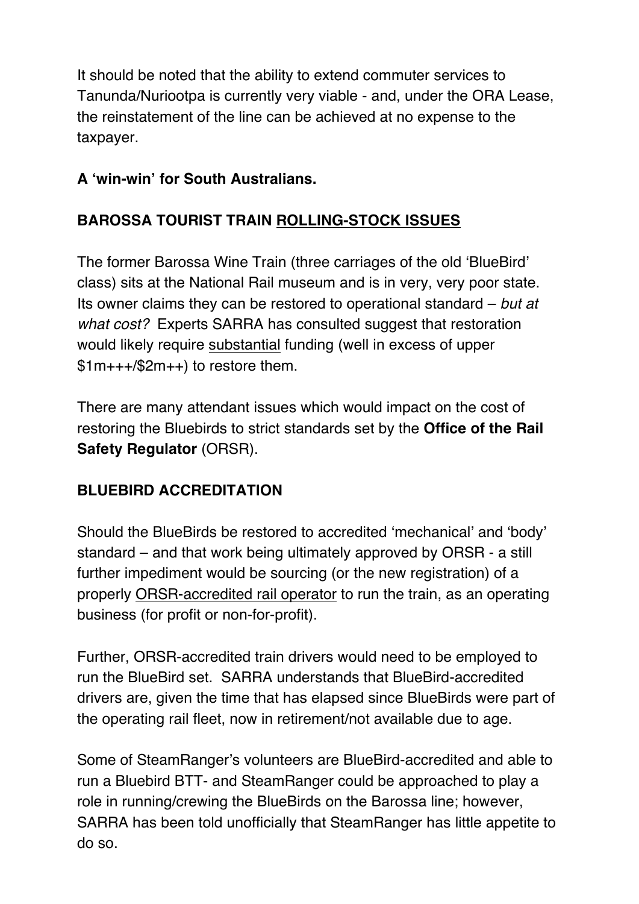It should be noted that the ability to extend commuter services to Tanunda/Nuriootpa is currently very viable - and, under the ORA Lease, the reinstatement of the line can be achieved at no expense to the taxpayer.

**A 'win-win' for South Australians.**

**BAROSSA TOURIST TRAIN <u>ROLLING-STOCK ISSUES</u>**

The former Barossa Wine Train (three carriages of the old 'BlueBird' class) sits at the National Rail museum and is in very, very poor state. Its owner claims they can be restored to operational standard – *but at what cost?* Experts SARRA has consulted suggest that restoration would likely require <u>substantial</u> funding (well in excess of upper $1m+++/$2m++) to restore them.

There are many attendant issues which would impact on the cost of restoring the Bluebirds to strict standards set by the **Office of the Rail Safety Regulator** (ORSR).

**BLUEBIRD ACCREDITATION**

Should the BlueBirds be restored to accredited 'mechanical' and 'body' standard – and that work being ultimately approved by ORSR - a still further impediment would be sourcing (or the new registration) of a properly <u>ORSR-accredited rail operator</u> to run the train, as an operating business (for profit or non-for-profit).

Further, ORSR-accredited train drivers would need to be employed to run the BlueBird set. SARRA understands that BlueBird-accredited drivers are, given the time that has elapsed since BlueBirds were part of the operating rail fleet, now in retirement/not available due to age.

Some of SteamRanger's volunteers are BlueBird-accredited and able to run a Bluebird BTT- and SteamRanger could be approached to play a role in running/crewing the BlueBirds on the Barossa line; however, SARRA has been told unofficially that SteamRanger has little appetite to do so.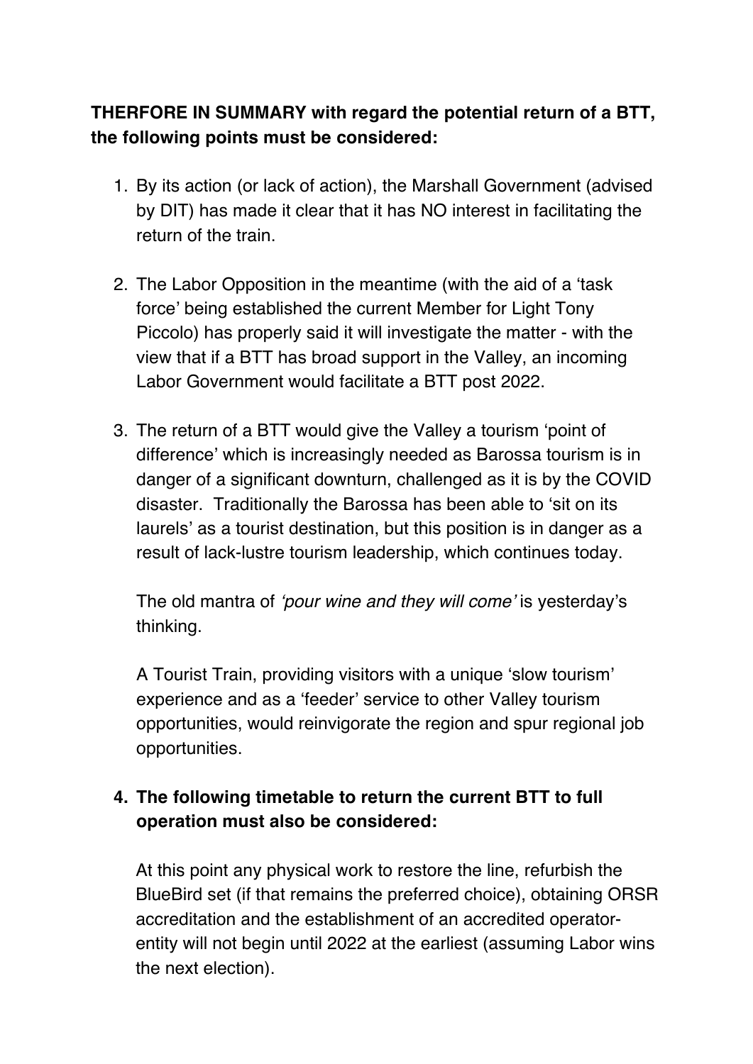**THERFORE IN SUMMARY with regard the potential return of a BTT, the following points must be considered:**

1. By its action (or lack of action), the Marshall Government (advised by DIT) has made it clear that it has NO interest in facilitating the return of the train.

2. The Labor Opposition in the meantime (with the aid of a 'task force' being established the current Member for Light Tony Piccolo) has properly said it will investigate the matter - with the view that if a BTT has broad support in the Valley, an incoming Labor Government would facilitate a BTT post 2022.

3. The return of a BTT would give the Valley a tourism 'point of difference' which is increasingly needed as Barossa tourism is in danger of a significant downturn, challenged as it is by the COVID disaster. Traditionally the Barossa has been able to 'sit on its laurels' as a tourist destination, but this position is in danger as a result of lack-lustre tourism leadership, which continues today.

   The old mantra of *'pour wine and they will come'* is yesterday's thinking.

   A Tourist Train, providing visitors with a unique 'slow tourism' experience and as a 'feeder' service to other Valley tourism opportunities, would reinvigorate the region and spur regional job opportunities.

4. **The following timetable to return the current BTT to full operation must also be considered:**

   At this point any physical work to restore the line, refurbish the BlueBird set (if that remains the preferred choice), obtaining ORSR accreditation and the establishment of an accredited operator-entity will not begin until 2022 at the earliest (assuming Labor wins the next election).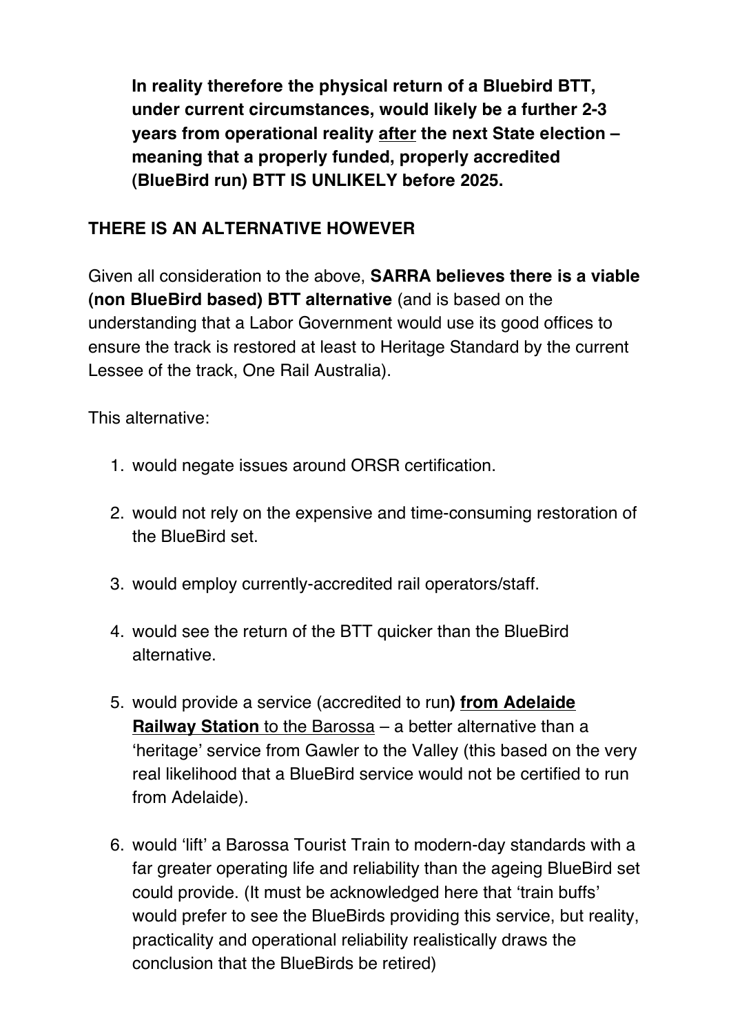**In reality therefore the physical return of a Bluebird BTT, under current circumstances, would likely be a further 2-3 years from operational reality <u>after</u> the next State election – meaning that a properly funded, properly accredited (BlueBird run) BTT IS UNLIKELY before 2025.**

**THERE IS AN ALTERNATIVE HOWEVER**

Given all consideration to the above, **SARRA believes there is a viable (non BlueBird based) BTT alternative** (and is based on the understanding that a Labor Government would use its good offices to ensure the track is restored at least to Heritage Standard by the current Lessee of the track, One Rail Australia).

This alternative:

1. would negate issues around ORSR certification.
2. would not rely on the expensive and time-consuming restoration of the BlueBird set.
3. would employ currently-accredited rail operators/staff.
4. would see the return of the BTT quicker than the BlueBird alternative.
5. would provide a service (accredited to run**) <u>from Adelaide Railway Station</u>** <u>to the Barossa</u> – a better alternative than a 'heritage' service from Gawler to the Valley (this based on the very real likelihood that a BlueBird service would not be certified to run from Adelaide).
6. would 'lift' a Barossa Tourist Train to modern-day standards with a far greater operating life and reliability than the ageing BlueBird set could provide. (It must be acknowledged here that 'train buffs' would prefer to see the BlueBirds providing this service, but reality, practicality and operational reliability realistically draws the conclusion that the BlueBirds be retired)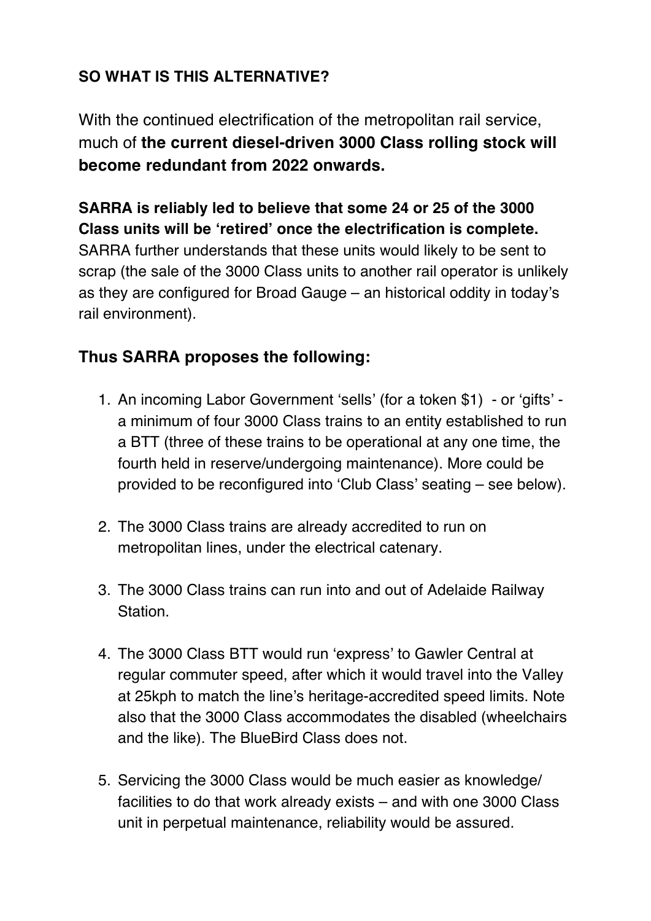**SO WHAT IS THIS ALTERNATIVE?**

With the continued electrification of the metropolitan rail service, much of **the current diesel-driven 3000 Class rolling stock will become redundant from 2022 onwards.**

**SARRA is reliably led to believe that some 24 or 25 of the 3000 Class units will be 'retired' once the electrification is complete.** SARRA further understands that these units would likely to be sent to scrap (the sale of the 3000 Class units to another rail operator is unlikely as they are configured for Broad Gauge – an historical oddity in today's rail environment).

## Thus SARRA proposes the following:

1. An incoming Labor Government 'sells' (for a token $1) - or 'gifts' - a minimum of four 3000 Class trains to an entity established to run a BTT (three of these trains to be operational at any one time, the fourth held in reserve/undergoing maintenance). More could be provided to be reconfigured into 'Club Class' seating – see below).
2. The 3000 Class trains are already accredited to run on metropolitan lines, under the electrical catenary.
3. The 3000 Class trains can run into and out of Adelaide Railway Station.
4. The 3000 Class BTT would run 'express' to Gawler Central at regular commuter speed, after which it would travel into the Valley at 25kph to match the line's heritage-accredited speed limits. Note also that the 3000 Class accommodates the disabled (wheelchairs and the like). The BlueBird Class does not.
5. Servicing the 3000 Class would be much easier as knowledge/ facilities to do that work already exists – and with one 3000 Class unit in perpetual maintenance, reliability would be assured.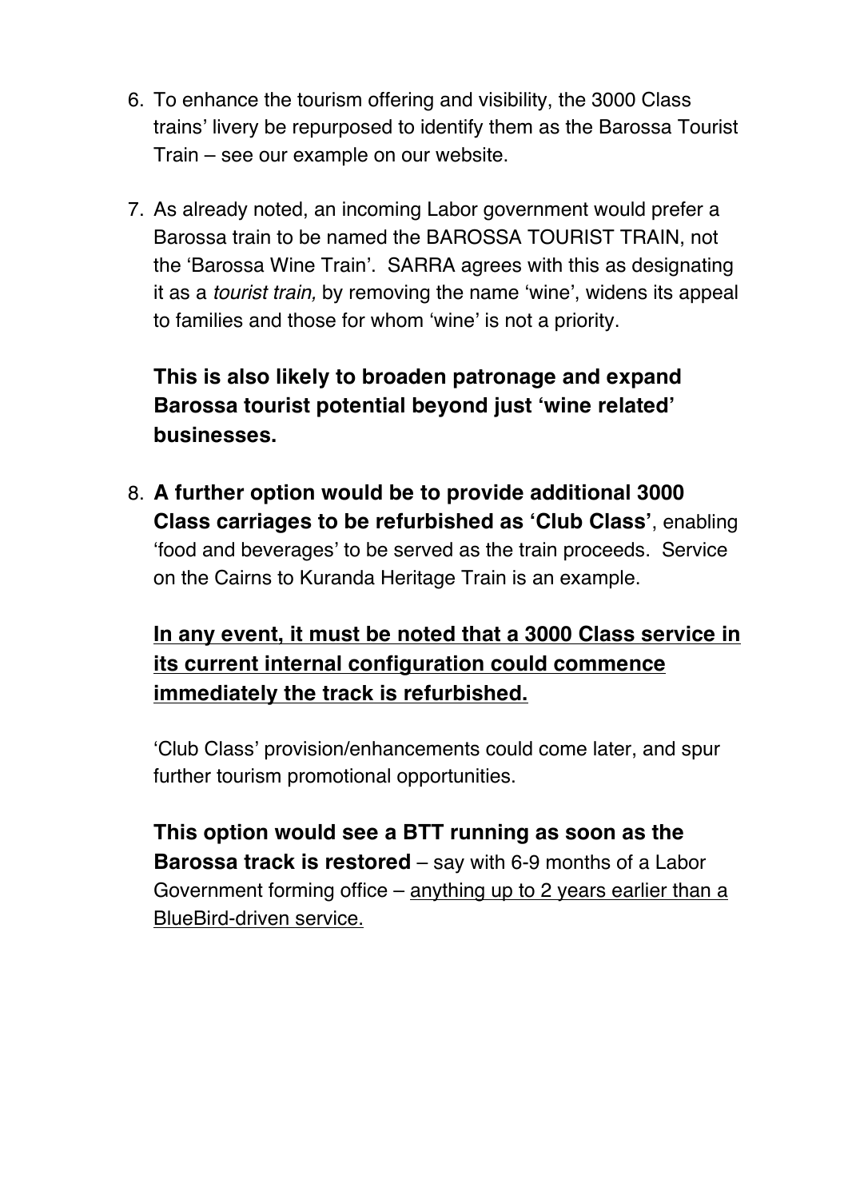6. To enhance the tourism offering and visibility, the 3000 Class trains' livery be repurposed to identify them as the Barossa Tourist Train – see our example on our website.

7. As already noted, an incoming Labor government would prefer a Barossa train to be named the BAROSSA TOURIST TRAIN, not the 'Barossa Wine Train'. SARRA agrees with this as designating it as a *tourist train,* by removing the name 'wine', widens its appeal to families and those for whom 'wine' is not a priority.

   **This is also likely to broaden patronage and expand Barossa tourist potential beyond just 'wine related' businesses.**

8. **A further option would be to provide additional 3000 Class carriages to be refurbished as 'Club Class'**, enabling 'food and beverages' to be served as the train proceeds. Service on the Cairns to Kuranda Heritage Train is an example.

   <u>**In any event, it must be noted that a 3000 Class service in its current internal configuration could commence immediately the track is refurbished.**</u>

   'Club Class' provision/enhancements could come later, and spur further tourism promotional opportunities.

   **This option would see a BTT running as soon as the Barossa track is restored** – say with 6-9 months of a Labor Government forming office – <u>anything up to 2 years earlier than a BlueBird-driven service.</u>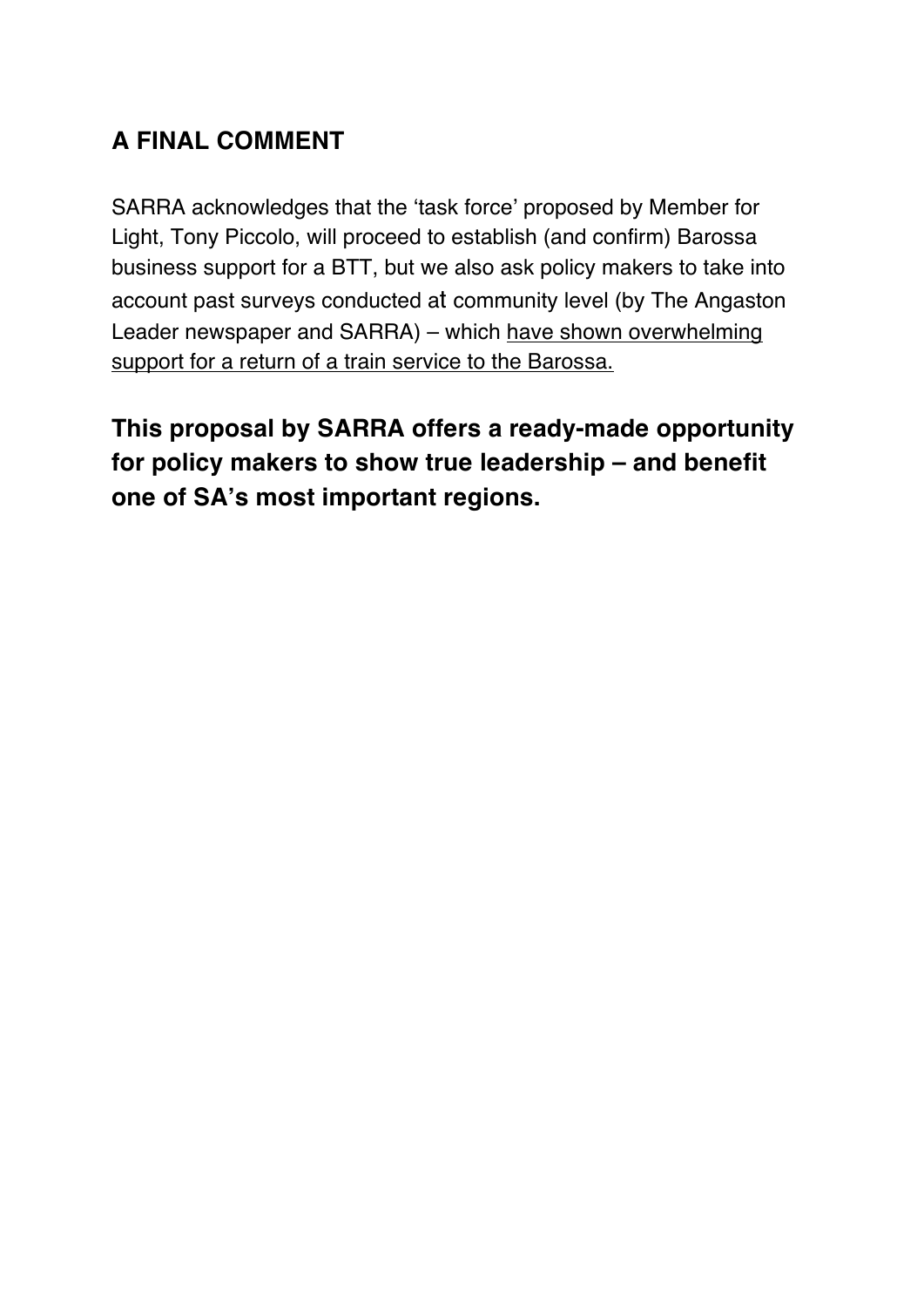## A FINAL COMMENT

SARRA acknowledges that the 'task force' proposed by Member for Light, Tony Piccolo, will proceed to establish (and confirm) Barossa business support for a BTT, but we also ask policy makers to take into account past surveys conducted at community level (by The Angaston Leader newspaper and SARRA) – which <u>have shown overwhelming support for a return of a train service to the Barossa.</u>

**This proposal by SARRA offers a ready-made opportunity for policy makers to show true leadership – and benefit one of SA's most important regions.**